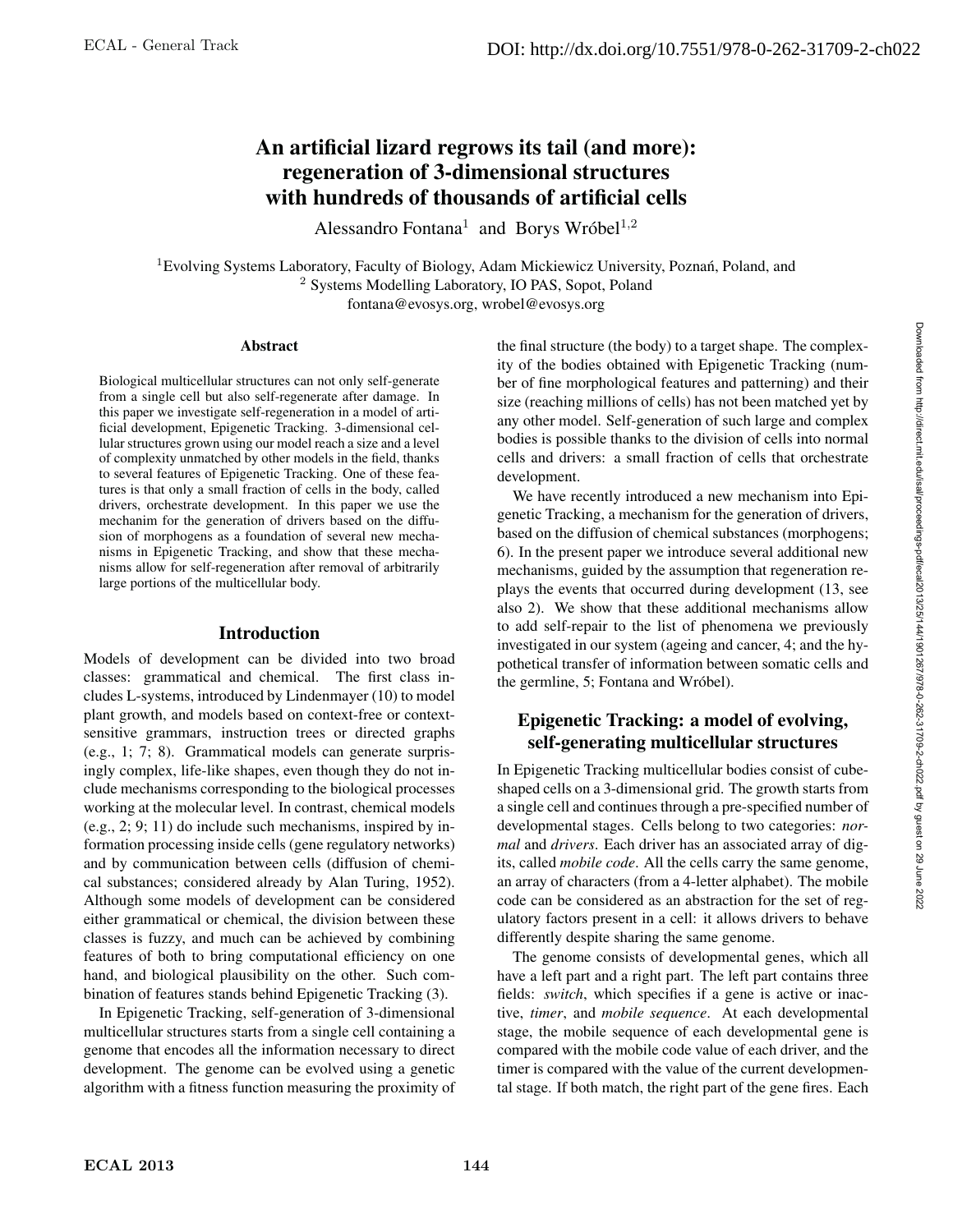# An artificial lizard regrows its tail (and more): regeneration of 3-dimensional structures with hundreds of thousands of artificial cells

Alessandro Fontana[1] and Borys Wróbel[1,2]

[1]Evolving Systems Laboratory, Faculty of Biology, Adam Mickiewicz University, Poznań, Poland, and
[2] Systems Modelling Laboratory, IO PAS, Sopot, Poland
fontana@evosys.org, wrobel@evosys.org

### Abstract

Biological multicellular structures can not only self-generate from a single cell but also self-regenerate after damage. In this paper we investigate self-regeneration in a model of artificial development, Epigenetic Tracking. 3-dimensional cellular structures grown using our model reach a size and a level of complexity unmatched by other models in the field, thanks to several features of Epigenetic Tracking. One of these features is that only a small fraction of cells in the body, called drivers, orchestrate development. In this paper we use the mechanim for the generation of drivers based on the diffusion of morphogens as a foundation of several new mechanisms in Epigenetic Tracking, and show that these mechanisms allow for self-regeneration after removal of arbitrarily large portions of the multicellular body.

## Introduction

Models of development can be divided into two broad classes: grammatical and chemical. The first class includes L-systems, introduced by Lindenmayer (10) to model plant growth, and models based on context-free or context-sensitive grammars, instruction trees or directed graphs (e.g., 1; 7; 8). Grammatical models can generate surprisingly complex, life-like shapes, even though they do not include mechanisms corresponding to the biological processes working at the molecular level. In contrast, chemical models (e.g., 2; 9; 11) do include such mechanisms, inspired by information processing inside cells (gene regulatory networks) and by communication between cells (diffusion of chemical substances; considered already by Alan Turing, 1952). Although some models of development can be considered either grammatical or chemical, the division between these classes is fuzzy, and much can be achieved by combining features of both to bring computational efficiency on one hand, and biological plausibility on the other. Such combination of features stands behind Epigenetic Tracking (3).

In Epigenetic Tracking, self-generation of 3-dimensional multicellular structures starts from a single cell containing a genome that encodes all the information necessary to direct development. The genome can be evolved using a genetic algorithm with a fitness function measuring the proximity of the final structure (the body) to a target shape. The complexity of the bodies obtained with Epigenetic Tracking (number of fine morphological features and patterning) and their size (reaching millions of cells) has not been matched yet by any other model. Self-generation of such large and complex bodies is possible thanks to the division of cells into normal cells and drivers: a small fraction of cells that orchestrate development.

We have recently introduced a new mechanism into Epigenetic Tracking, a mechanism for the generation of drivers, based on the diffusion of chemical substances (morphogens; 6). In the present paper we introduce several additional new mechanisms, guided by the assumption that regeneration replays the events that occurred during development (13, see also 2). We show that these additional mechanisms allow to add self-repair to the list of phenomena we previously investigated in our system (ageing and cancer, 4; and the hypothetical transfer of information between somatic cells and the germline, 5; Fontana and Wróbel).

## Epigenetic Tracking: a model of evolving, self-generating multicellular structures

In Epigenetic Tracking multicellular bodies consist of cube-shaped cells on a 3-dimensional grid. The growth starts from a single cell and continues through a pre-specified number of developmental stages. Cells belong to two categories: *normal* and *drivers*. Each driver has an associated array of digits, called *mobile code*. All the cells carry the same genome, an array of characters (from a 4-letter alphabet). The mobile code can be considered as an abstraction for the set of regulatory factors present in a cell: it allows drivers to behave differently despite sharing the same genome.

The genome consists of developmental genes, which all have a left part and a right part. The left part contains three fields: *switch*, which specifies if a gene is active or inactive, *timer*, and *mobile sequence*. At each developmental stage, the mobile sequence of each developmental gene is compared with the mobile code value of each driver, and the timer is compared with the value of the current developmental stage. If both match, the right part of the gene fires. Each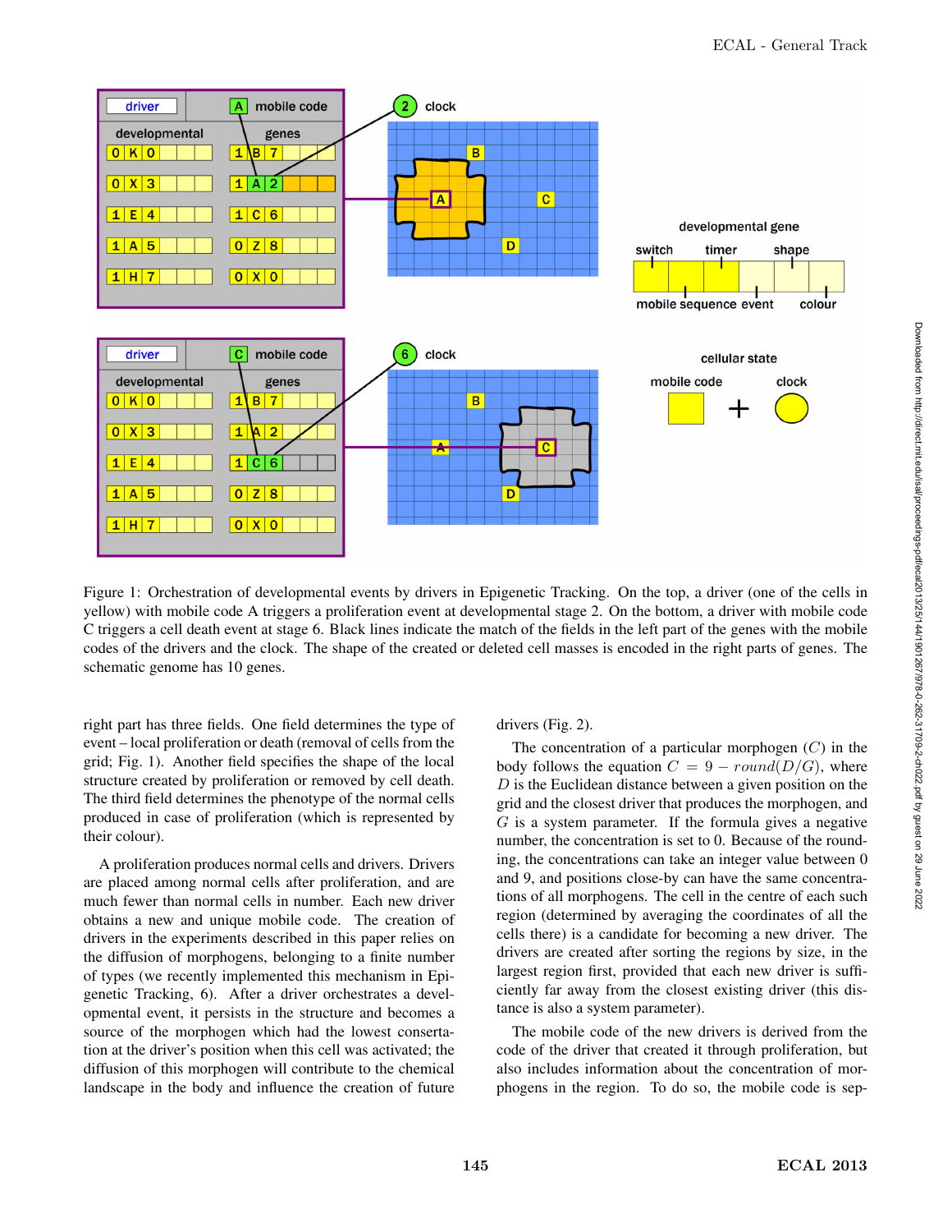Figure 1: Orchestration of developmental events by drivers in Epigenetic Tracking. On the top, a driver (one of the cells in yellow) with mobile code A triggers a proliferation event at developmental stage 2. On the bottom, a driver with mobile code C triggers a cell death event at stage 6. Black lines indicate the match of the fields in the left part of the genes with the mobile codes of the drivers and the clock. The shape of the created or deleted cell masses is encoded in the right parts of genes. The schematic genome has 10 genes.

right part has three fields. One field determines the type of event – local proliferation or death (removal of cells from the grid; Fig. 1). Another field specifies the shape of the local structure created by proliferation or removed by cell death. The third field determines the phenotype of the normal cells produced in case of proliferation (which is represented by their colour).

A proliferation produces normal cells and drivers. Drivers are placed among normal cells after proliferation, and are much fewer than normal cells in number. Each new driver obtains a new and unique mobile code. The creation of drivers in the experiments described in this paper relies on the diffusion of morphogens, belonging to a finite number of types (we recently implemented this mechanism in Epigenetic Tracking, 6). After a driver orchestrates a developmental event, it persists in the structure and becomes a source of the morphogen which had the lowest consertation at the driver's position when this cell was activated; the diffusion of this morphogen will contribute to the chemical landscape in the body and influence the creation of future drivers (Fig. 2).

The concentration of a particular morphogen ($C$) in the body follows the equation $C = 9 - round(D/G)$, where $D$ is the Euclidean distance between a given position on the grid and the closest driver that produces the morphogen, and $G$ is a system parameter. If the formula gives a negative number, the concentration is set to 0. Because of the rounding, the concentrations can take an integer value between 0 and 9, and positions close-by can have the same concentrations of all morphogens. The cell in the centre of each such region (determined by averaging the coordinates of all the cells there) is a candidate for becoming a new driver. The drivers are created after sorting the regions by size, in the largest region first, provided that each new driver is sufficiently far away from the closest existing driver (this distance is also a system parameter).

The mobile code of the new drivers is derived from the code of the driver that created it through proliferation, but also includes information about the concentration of morphogens in the region. To do so, the mobile code is sep-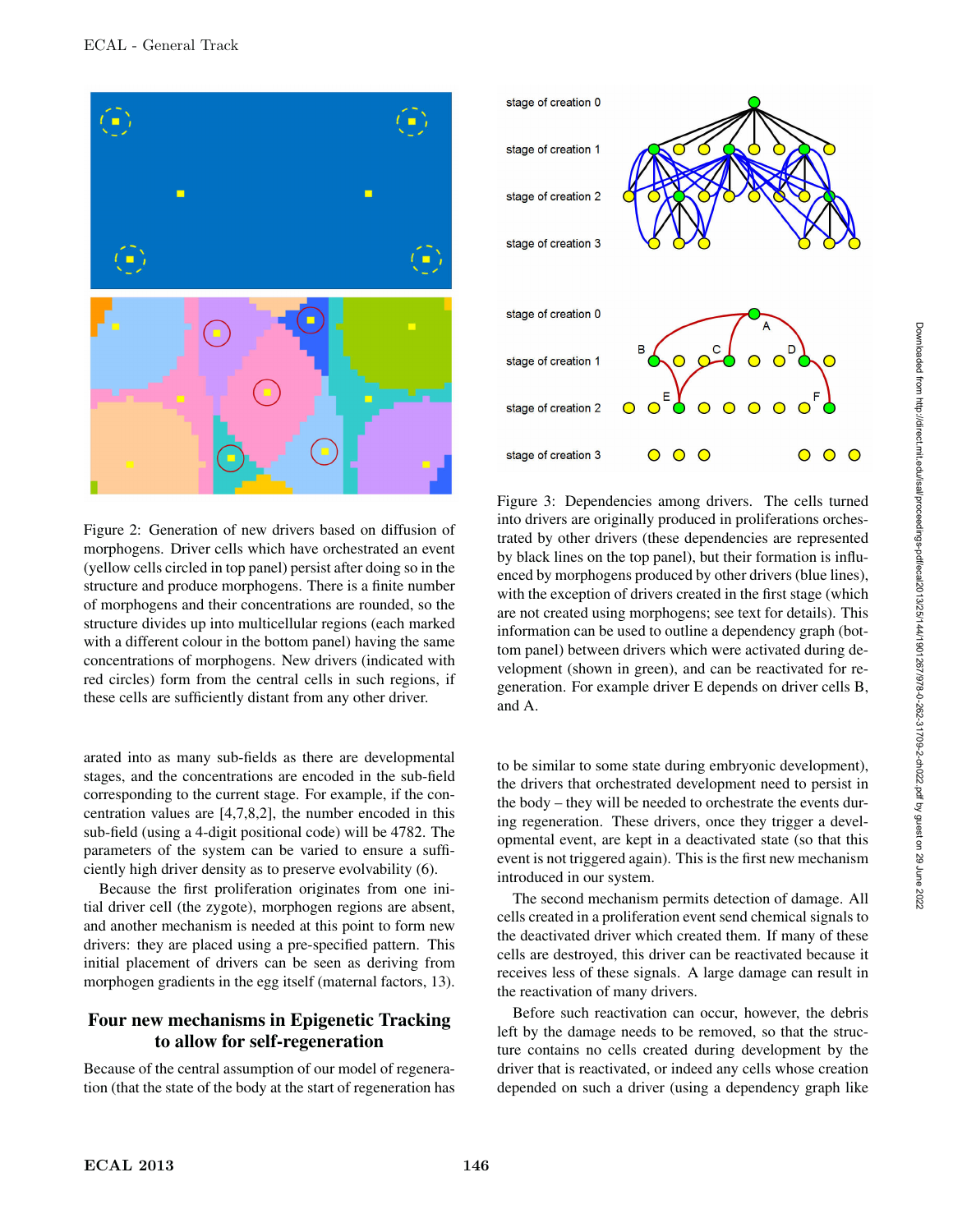Figure 2: Generation of new drivers based on diffusion of morphogens. Driver cells which have orchestrated an event (yellow cells circled in top panel) persist after doing so in the structure and produce morphogens. There is a finite number of morphogens and their concentrations are rounded, so the structure divides up into multicellular regions (each marked with a different colour in the bottom panel) having the same concentrations of morphogens. New drivers (indicated with red circles) form from the central cells in such regions, if these cells are sufficiently distant from any other driver.

Figure 3: Dependencies among drivers. The cells turned into drivers are originally produced in proliferations orchestrated by other drivers (these dependencies are represented by black lines on the top panel), but their formation is influenced by morphogens produced by other drivers (blue lines), with the exception of drivers created in the first stage (which are not created using morphogens; see text for details). This information can be used to outline a dependency graph (bottom panel) between drivers which were activated during development (shown in green), and can be reactivated for regeneration. For example driver E depends on driver cells B, and A.

arated into as many sub-fields as there are developmental stages, and the concentrations are encoded in the sub-field corresponding to the current stage. For example, if the concentration values are [4,7,8,2], the number encoded in this sub-field (using a 4-digit positional code) will be 4782. The parameters of the system can be varied to ensure a sufficiently high driver density as to preserve evolvability (6).

Because the first proliferation originates from one initial driver cell (the zygote), morphogen regions are absent, and another mechanism is needed at this point to form new drivers: they are placed using a pre-specified pattern. This initial placement of drivers can be seen as deriving from morphogen gradients in the egg itself (maternal factors, 13).

## Four new mechanisms in Epigenetic Tracking to allow for self-regeneration

Because of the central assumption of our model of regeneration (that the state of the body at the start of regeneration has to be similar to some state during embryonic development), the drivers that orchestrated development need to persist in the body – they will be needed to orchestrate the events during regeneration. These drivers, once they trigger a developmental event, are kept in a deactivated state (so that this event is not triggered again). This is the first new mechanism introduced in our system.

The second mechanism permits detection of damage. All cells created in a proliferation event send chemical signals to the deactivated driver which created them. If many of these cells are destroyed, this driver can be reactivated because it receives less of these signals. A large damage can result in the reactivation of many drivers.

Before such reactivation can occur, however, the debris left by the damage needs to be removed, so that the structure contains no cells created during development by the driver that is reactivated, or indeed any cells whose creation depended on such a driver (using a dependency graph like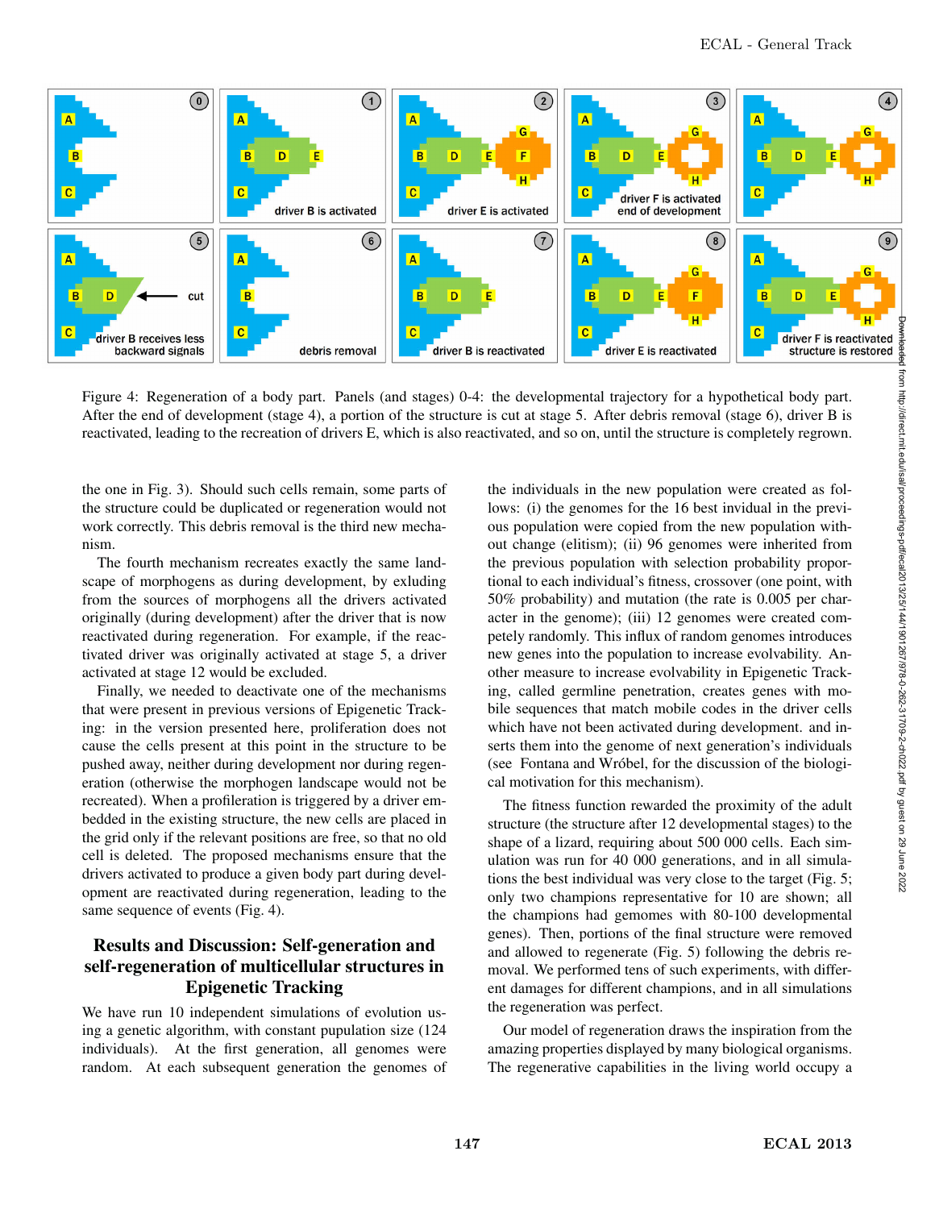Figure 4: Regeneration of a body part. Panels (and stages) 0-4: the developmental trajectory for a hypothetical body part. After the end of development (stage 4), a portion of the structure is cut at stage 5. After debris removal (stage 6), driver B is reactivated, leading to the recreation of drivers E, which is also reactivated, and so on, until the structure is completely regrown.

the one in Fig. 3). Should such cells remain, some parts of the structure could be duplicated or regeneration would not work correctly. This debris removal is the third new mechanism.

The fourth mechanism recreates exactly the same landscape of morphogens as during development, by exluding from the sources of morphogens all the drivers activated originally (during development) after the driver that is now reactivated during regeneration. For example, if the reactivated driver was originally activated at stage 5, a driver activated at stage 12 would be excluded.

Finally, we needed to deactivate one of the mechanisms that were present in previous versions of Epigenetic Tracking: in the version presented here, proliferation does not cause the cells present at this point in the structure to be pushed away, neither during development nor during regeneration (otherwise the morphogen landscape would not be recreated). When a profileration is triggered by a driver embedded in the existing structure, the new cells are placed in the grid only if the relevant positions are free, so that no old cell is deleted. The proposed mechanisms ensure that the drivers activated to produce a given body part during development are reactivated during regeneration, leading to the same sequence of events (Fig. 4).

## Results and Discussion: Self-generation and self-regeneration of multicellular structures in Epigenetic Tracking

We have run 10 independent simulations of evolution using a genetic algorithm, with constant population size (124 individuals). At the first generation, all genomes were random. At each subsequent generation the genomes of the individuals in the new population were created as follows: (i) the genomes for the 16 best invidual in the previous population were copied from the new population without change (elitism); (ii) 96 genomes were inherited from the previous population with selection probability proportional to each individual's fitness, crossover (one point, with 50% probability) and mutation (the rate is 0.005 per character in the genome); (iii) 12 genomes were created completely randomly. This influx of random genomes introduces new genes into the population to increase evolvability. Another measure to increase evolvability in Epigenetic Tracking, called germline penetration, creates genes with mobile sequences that match mobile codes in the driver cells which have not been activated during development. and inserts them into the genome of next generation's individuals (see Fontana and Wróbel, for the discussion of the biological motivation for this mechanism).

The fitness function rewarded the proximity of the adult structure (the structure after 12 developmental stages) to the shape of a lizard, requiring about 500 000 cells. Each simulation was run for 40 000 generations, and in all simulations the best individual was very close to the target (Fig. 5; only two champions representative for 10 are shown; all the champions had gemomes with 80-100 developmental genes). Then, portions of the final structure were removed and allowed to regenerate (Fig. 5) following the debris removal. We performed tens of such experiments, with different damages for different champions, and in all simulations the regeneration was perfect.

Our model of regeneration draws the inspiration from the amazing properties displayed by many biological organisms. The regenerative capabilities in the living world occupy a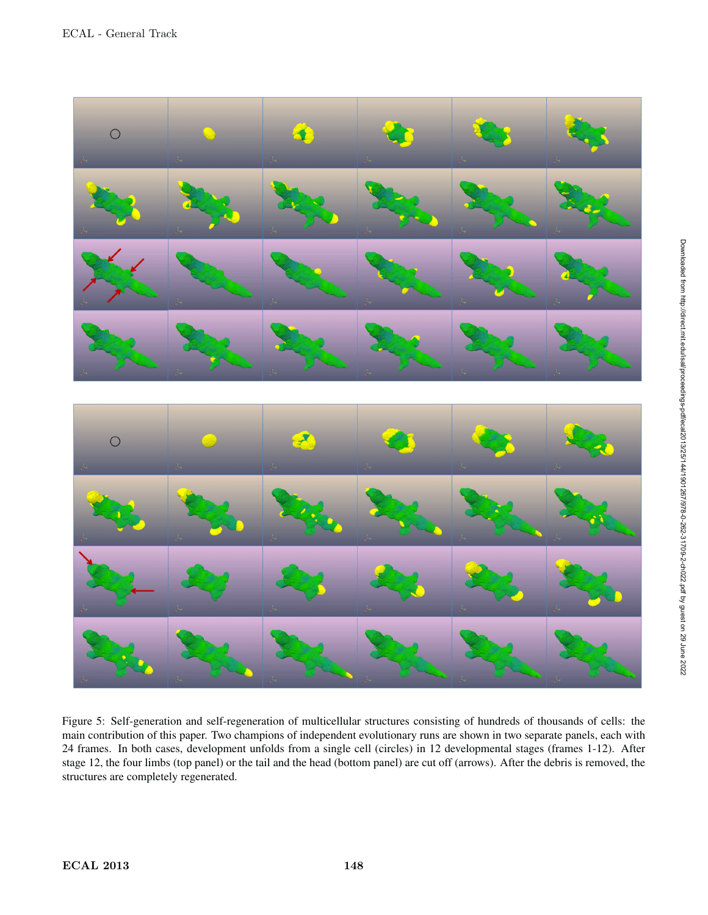Figure 5: Self-generation and self-regeneration of multicellular structures consisting of hundreds of thousands of cells: the main contribution of this paper. Two champions of independent evolutionary runs are shown in two separate panels, each with 24 frames. In both cases, development unfolds from a single cell (circles) in 12 developmental stages (frames 1-12). After stage 12, the four limbs (top panel) or the tail and the head (bottom panel) are cut off (arrows). After the debris is removed, the structures are completely regenerated.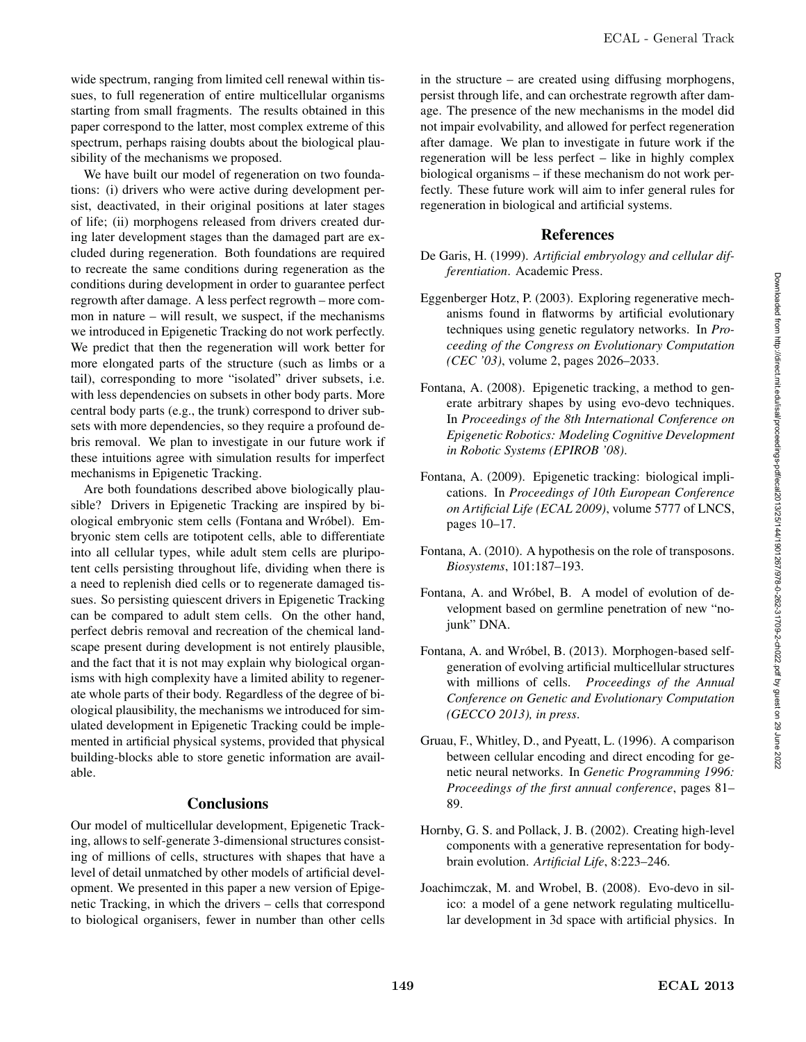wide spectrum, ranging from limited cell renewal within tissues, to full regeneration of entire multicellular organisms starting from small fragments. The results obtained in this paper correspond to the latter, most complex extreme of this spectrum, perhaps raising doubts about the biological plausibility of the mechanisms we proposed.

We have built our model of regeneration on two foundations: (i) drivers who were active during development persist, deactivated, in their original positions at later stages of life; (ii) morphogens released from drivers created during later development stages than the damaged part are excluded during regeneration. Both foundations are required to recreate the same conditions during regeneration as the conditions during development in order to guarantee perfect regrowth after damage. A less perfect regrowth – more common in nature – will result, we suspect, if the mechanisms we introduced in Epigenetic Tracking do not work perfectly. We predict that then the regeneration will work better for more elongated parts of the structure (such as limbs or a tail), corresponding to more "isolated" driver subsets, i.e. with less dependencies on subsets in other body parts. More central body parts (e.g., the trunk) correspond to driver subsets with more dependencies, so they require a profound debris removal. We plan to investigate in our future work if these intuitions agree with simulation results for imperfect mechanisms in Epigenetic Tracking.

Are both foundations described above biologically plausible? Drivers in Epigenetic Tracking are inspired by biological embryonic stem cells (Fontana and Wróbel). Embryonic stem cells are totipotent cells, able to differentiate into all cellular types, while adult stem cells are pluripotent cells persisting throughout life, dividing when there is a need to replenish died cells or to regenerate damaged tissues. So persisting quiescent drivers in Epigenetic Tracking can be compared to adult stem cells. On the other hand, perfect debris removal and recreation of the chemical landscape present during development is not entirely plausible, and the fact that it is not may explain why biological organisms with high complexity have a limited ability to regenerate whole parts of their body. Regardless of the degree of biological plausibility, the mechanisms we introduced for simulated development in Epigenetic Tracking could be implemented in artificial physical systems, provided that physical building-blocks able to store genetic information are available.

## Conclusions

Our model of multicellular development, Epigenetic Tracking, allows to self-generate 3-dimensional structures consisting of millions of cells, structures with shapes that have a level of detail unmatched by other models of artificial development. We presented in this paper a new version of Epigenetic Tracking, in which the drivers – cells that correspond to biological organisers, fewer in number than other cells in the structure – are created using diffusing morphogens, persist through life, and can orchestrate regrowth after damage. The presence of the new mechanisms in the model did not impair evolvability, and allowed for perfect regeneration after damage. We plan to investigate in future work if the regeneration will be less perfect – like in highly complex biological organisms – if these mechanism do not work perfectly. These future work will aim to infer general rules for regeneration in biological and artificial systems.

## References

De Garis, H. (1999). *Artificial embryology and cellular differentiation*. Academic Press.

Eggenberger Hotz, P. (2003). Exploring regenerative mechanisms found in flatworms by artificial evolutionary techniques using genetic regulatory networks. In *Proceeding of the Congress on Evolutionary Computation (CEC '03)*, volume 2, pages 2026–2033.

Fontana, A. (2008). Epigenetic tracking, a method to generate arbitrary shapes by using evo-devo techniques. In *Proceedings of the 8th International Conference on Epigenetic Robotics: Modeling Cognitive Development in Robotic Systems (EPIROB '08)*.

Fontana, A. (2009). Epigenetic tracking: biological implications. In *Proceedings of 10th European Conference on Artificial Life (ECAL 2009)*, volume 5777 of LNCS, pages 10–17.

Fontana, A. (2010). A hypothesis on the role of transposons. *Biosystems*, 101:187–193.

Fontana, A. and Wróbel, B. A model of evolution of development based on germline penetration of new "no-junk" DNA.

Fontana, A. and Wróbel, B. (2013). Morphogen-based self-generation of evolving artificial multicellular structures with millions of cells. *Proceedings of the Annual Conference on Genetic and Evolutionary Computation (GECCO 2013), in press*.

Gruau, F., Whitley, D., and Pyeatt, L. (1996). A comparison between cellular encoding and direct encoding for genetic neural networks. In *Genetic Programming 1996: Proceedings of the first annual conference*, pages 81–89.

Hornby, G. S. and Pollack, J. B. (2002). Creating high-level components with a generative representation for body-brain evolution. *Artificial Life*, 8:223–246.

Joachimczak, M. and Wrobel, B. (2008). Evo-devo in silico: a model of a gene network regulating multicellular development in 3d space with artificial physics. In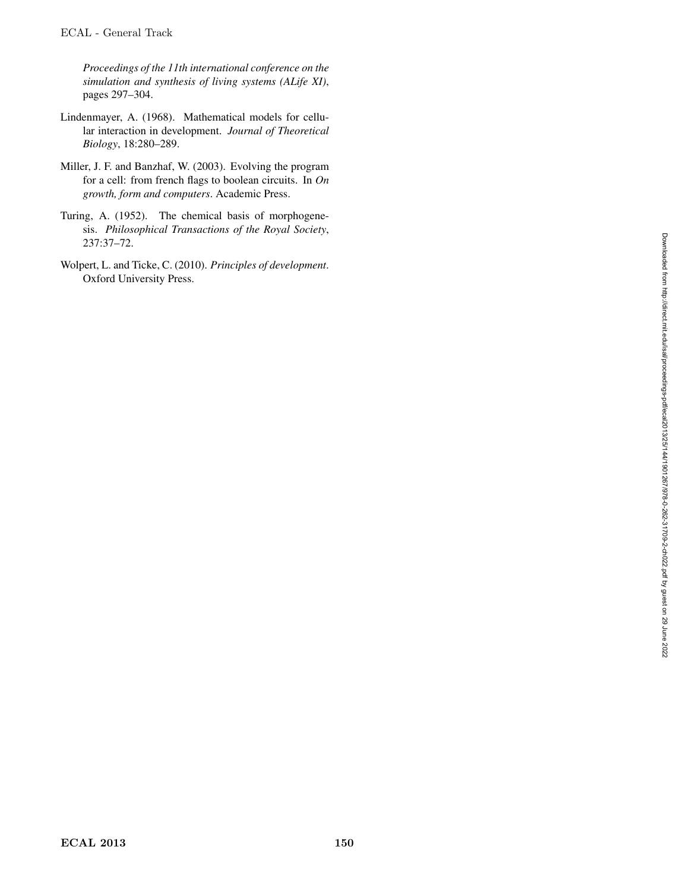*Proceedings of the 11th international conference on the simulation and synthesis of living systems (ALife XI)*, pages 297–304.

Lindenmayer, A. (1968). Mathematical models for cellular interaction in development. *Journal of Theoretical Biology*, 18:280–289.

Miller, J. F. and Banzhaf, W. (2003). Evolving the program for a cell: from french flags to boolean circuits. In *On growth, form and computers*. Academic Press.

Turing, A. (1952). The chemical basis of morphogenesis. *Philosophical Transactions of the Royal Society*, 237:37–72.

Wolpert, L. and Ticke, C. (2010). *Principles of development*. Oxford University Press.